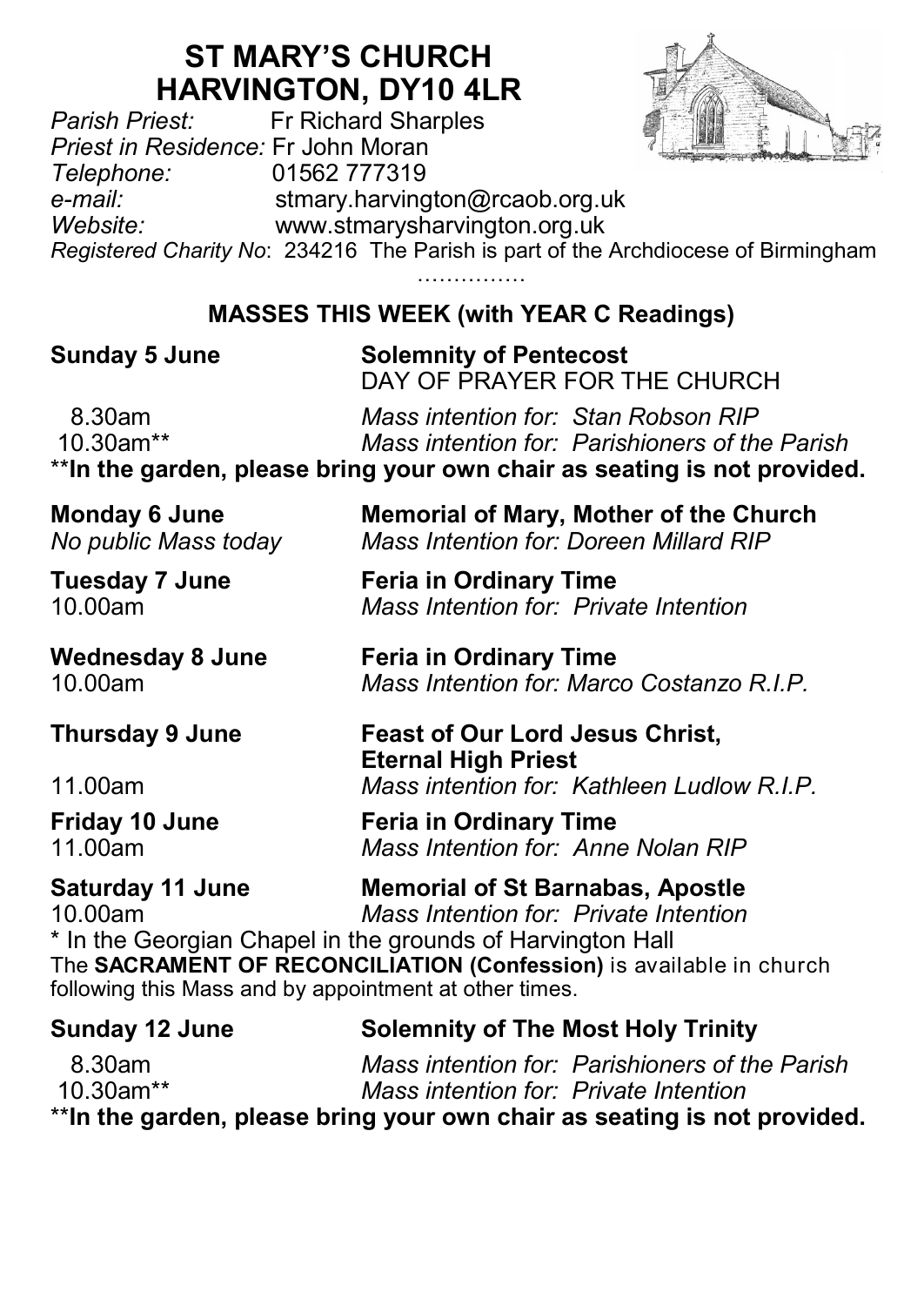# ST MARY'S CHURCH
# HARVINGTON, DY10 4LR

*Parish Priest:* Fr Richard Sharples
*Priest in Residence:* Fr John Moran
*Telephone:* 01562 777319
*e-mail:* stmary.harvington@rcaob.org.uk
*Website:* www.stmarysharvington.org.uk
*Registered Charity No*: 234216 The Parish is part of the Archdiocese of Birmingham

……………

## MASSES THIS WEEK (with YEAR C Readings)

**Sunday 5 June** — **Solemnity of Pentecost**
DAY OF PRAYER FOR THE CHURCH

8.30am — *Mass intention for: Stan Robson RIP*
10.30am** — *Mass intention for: Parishioners of the Parish*

****In the garden, please bring your own chair as seating is not provided.**

**Monday 6 June** — **Memorial of Mary, Mother of the Church**
*No public Mass today* — *Mass Intention for: Doreen Millard RIP*

**Tuesday 7 June** — **Feria in Ordinary Time**
10.00am — *Mass Intention for: Private Intention*

**Wednesday 8 June** — **Feria in Ordinary Time**
10.00am — *Mass Intention for: Marco Costanzo R.I.P.*

**Thursday 9 June** — **Feast of Our Lord Jesus Christ, Eternal High Priest**
11.00am — *Mass intention for: Kathleen Ludlow R.I.P.*

**Friday 10 June** — **Feria in Ordinary Time**
11.00am — *Mass Intention for: Anne Nolan RIP*

**Saturday 11 June** — **Memorial of St Barnabas, Apostle**
10.00am — *Mass Intention for: Private Intention*

\* In the Georgian Chapel in the grounds of Harvington Hall

The **SACRAMENT OF RECONCILIATION (Confession)** is available in church following this Mass and by appointment at other times.

**Sunday 12 June** — **Solemnity of The Most Holy Trinity**

8.30am — *Mass intention for: Parishioners of the Parish*
10.30am** — *Mass intention for: Private Intention*

****In the garden, please bring your own chair as seating is not provided.**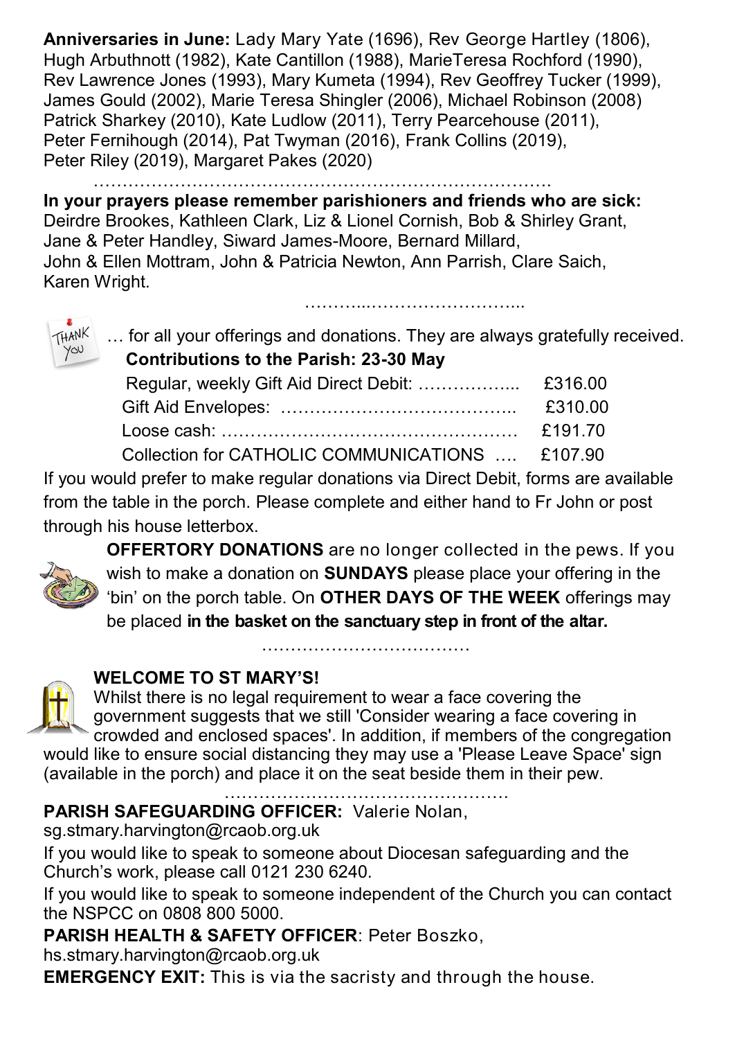**Anniversaries in June:** Lady Mary Yate (1696), Rev George Hartley (1806), Hugh Arbuthnott (1982), Kate Cantillon (1988), MarieTeresa Rochford (1990), Rev Lawrence Jones (1993), Mary Kumeta (1994), Rev Geoffrey Tucker (1999), James Gould (2002), Marie Teresa Shingler (2006), Michael Robinson (2008) Patrick Sharkey (2010), Kate Ludlow (2011), Terry Pearcehouse (2011), Peter Fernihough (2014), Pat Twyman (2016), Frank Collins (2019), Peter Riley (2019), Margaret Pakes (2020)

…………………………………………………………………….

**In your prayers please remember parishioners and friends who are sick:** Deirdre Brookes, Kathleen Clark, Liz & Lionel Cornish, Bob & Shirley Grant, Jane & Peter Handley, Siward James-Moore, Bernard Millard, John & Ellen Mottram, John & Patricia Newton, Ann Parrish, Clare Saich, Karen Wright.

………..……………………...

… for all your offerings and donations. They are always gratefully received.

**Contributions to the Parish: 23-30 May**

| | |
|---|---|
| Regular, weekly Gift Aid Direct Debit: ……………... | £316.00 |
| Gift Aid Envelopes: ………………………………….. | £310.00 |
| Loose cash: …………………………………………… | £191.70 |
| Collection for CATHOLIC COMMUNICATIONS …. | £107.90 |

If you would prefer to make regular donations via Direct Debit, forms are available from the table in the porch. Please complete and either hand to Fr John or post through his house letterbox.

**OFFERTORY DONATIONS** are no longer collected in the pews. If you wish to make a donation on **SUNDAYS** please place your offering in the 'bin' on the porch table. On **OTHER DAYS OF THE WEEK** offerings may be placed **in the basket on the sanctuary step in front of the altar.**

………………………………

**WELCOME TO ST MARY'S!**

Whilst there is no legal requirement to wear a face covering the government suggests that we still 'Consider wearing a face covering in crowded and enclosed spaces'. In addition, if members of the congregation would like to ensure social distancing they may use a 'Please Leave Space' sign (available in the porch) and place it on the seat beside them in their pew.

………………………………………….

**PARISH SAFEGUARDING OFFICER:** Valerie Nolan, sg.stmary.harvington@rcaob.org.uk

If you would like to speak to someone about Diocesan safeguarding and the Church's work, please call 0121 230 6240.

If you would like to speak to someone independent of the Church you can contact the NSPCC on 0808 800 5000.

**PARISH HEALTH & SAFETY OFFICER**: Peter Boszko, hs.stmary.harvington@rcaob.org.uk

**EMERGENCY EXIT:** This is via the sacristy and through the house.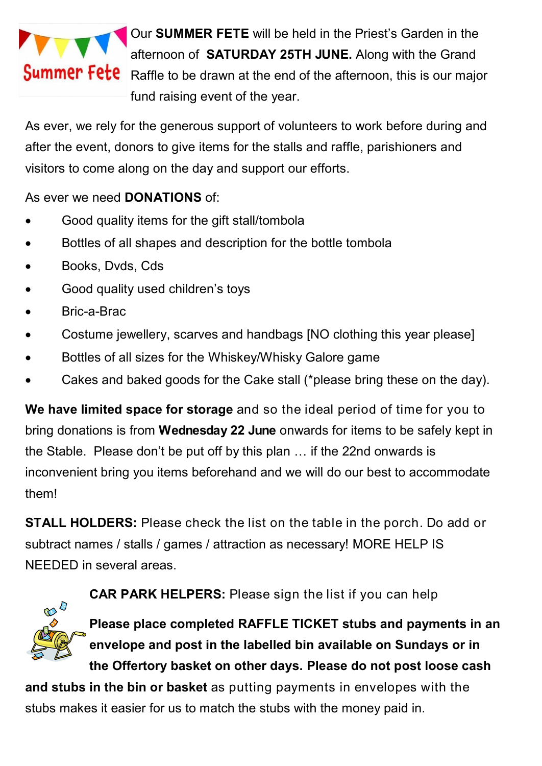Our **SUMMER FETE** will be held in the Priest's Garden in the afternoon of **SATURDAY 25TH JUNE.** Along with the Grand Raffle to be drawn at the end of the afternoon, this is our major fund raising event of the year.

As ever, we rely for the generous support of volunteers to work before during and after the event, donors to give items for the stalls and raffle, parishioners and visitors to come along on the day and support our efforts.

As ever we need **DONATIONS** of:

- Good quality items for the gift stall/tombola
- Bottles of all shapes and description for the bottle tombola
- Books, Dvds, Cds
- Good quality used children's toys
- Bric-a-Brac
- Costume jewellery, scarves and handbags [NO clothing this year please]
- Bottles of all sizes for the Whiskey/Whisky Galore game
- Cakes and baked goods for the Cake stall (*please bring these on the day).

**We have limited space for storage** and so the ideal period of time for you to bring donations is from **Wednesday 22 June** onwards for items to be safely kept in the Stable. Please don't be put off by this plan … if the 22nd onwards is inconvenient bring you items beforehand and we will do our best to accommodate them!

**STALL HOLDERS:** Please check the list on the table in the porch. Do add or subtract names / stalls / games / attraction as necessary! MORE HELP IS NEEDED in several areas.

**CAR PARK HELPERS:** Please sign the list if you can help

**Please place completed RAFFLE TICKET stubs and payments in an envelope and post in the labelled bin available on Sundays or in the Offertory basket on other days. Please do not post loose cash and stubs in the bin or basket** as putting payments in envelopes with the stubs makes it easier for us to match the stubs with the money paid in.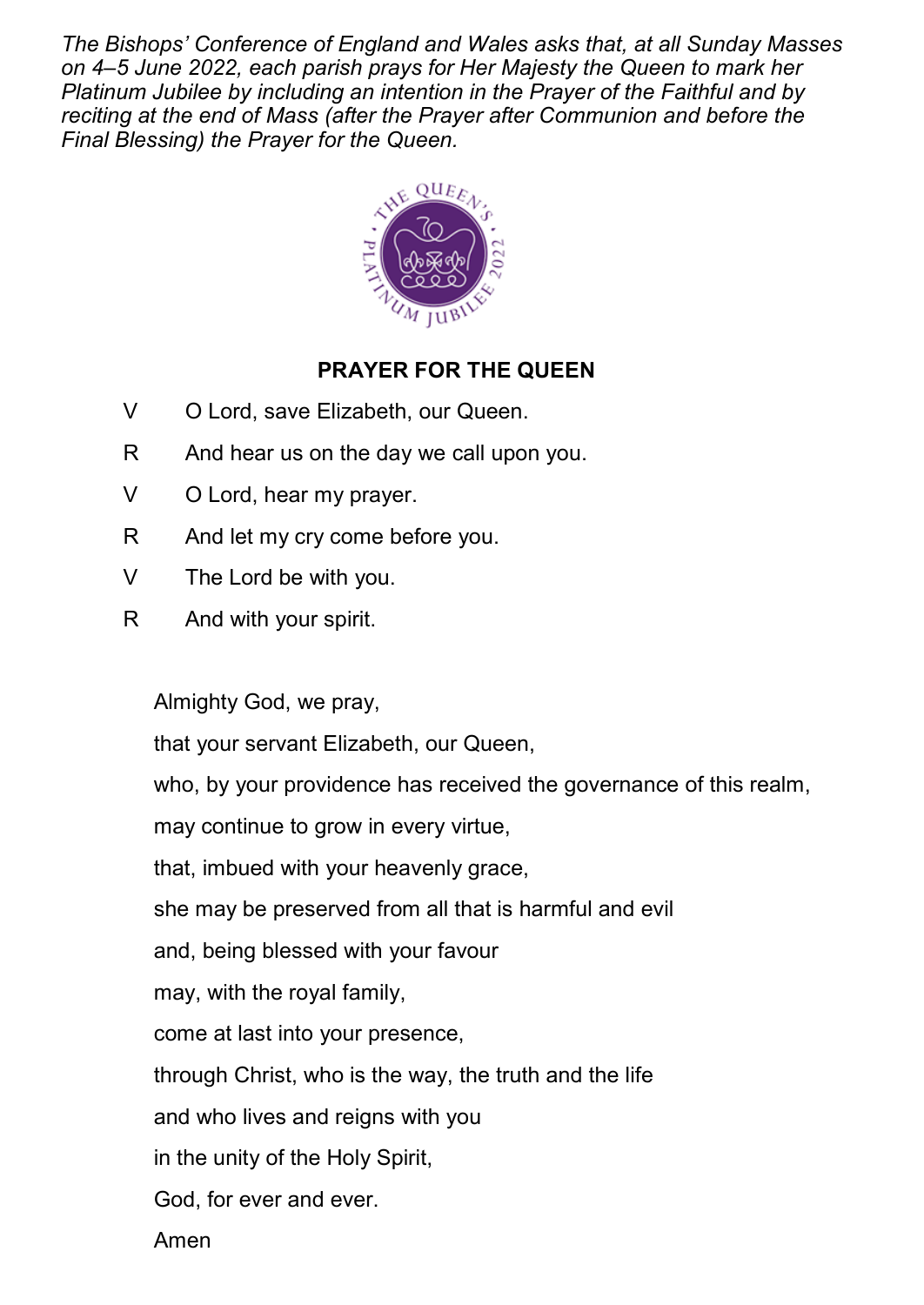*The Bishops' Conference of England and Wales asks that, at all Sunday Masses on 4–5 June 2022, each parish prays for Her Majesty the Queen to mark her Platinum Jubilee by including an intention in the Prayer of the Faithful and by reciting at the end of Mass (after the Prayer after Communion and before the Final Blessing) the Prayer for the Queen.*

**PRAYER FOR THE QUEEN**

V  O Lord, save Elizabeth, our Queen.

R  And hear us on the day we call upon you.

V  O Lord, hear my prayer.

R  And let my cry come before you.

V  The Lord be with you.

R  And with your spirit.

Almighty God, we pray,
that your servant Elizabeth, our Queen,
who, by your providence has received the governance of this realm,
may continue to grow in every virtue,
that, imbued with your heavenly grace,
she may be preserved from all that is harmful and evil
and, being blessed with your favour
may, with the royal family,
come at last into your presence,
through Christ, who is the way, the truth and the life
and who lives and reigns with you
in the unity of the Holy Spirit,
God, for ever and ever.
Amen